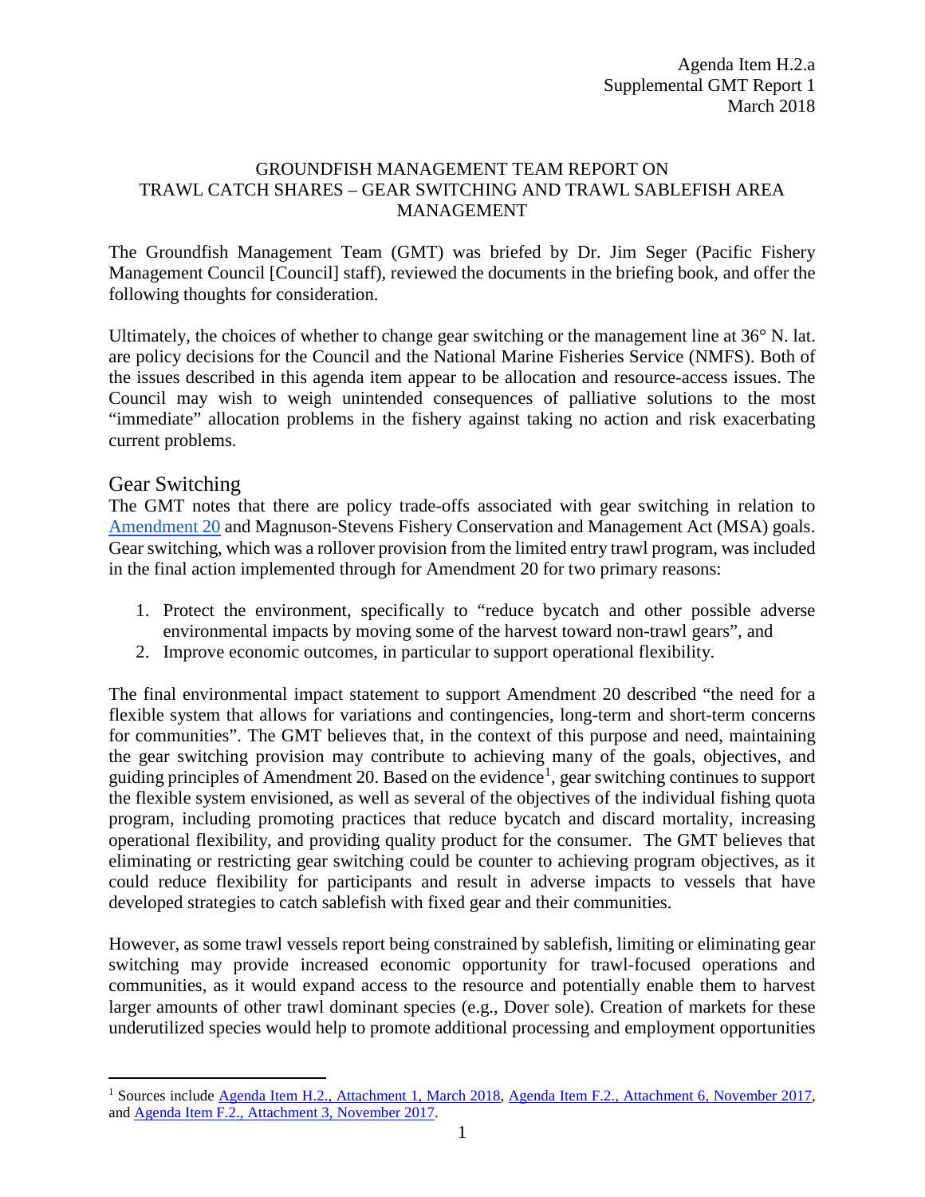Agenda Item H.2.a
Supplemental GMT Report 1
March 2018

# GROUNDFISH MANAGEMENT TEAM REPORT ON TRAWL CATCH SHARES – GEAR SWITCHING AND TRAWL SABLEFISH AREA MANAGEMENT

The Groundfish Management Team (GMT) was briefed by Dr. Jim Seger (Pacific Fishery Management Council [Council] staff), reviewed the documents in the briefing book, and offer the following thoughts for consideration.

Ultimately, the choices of whether to change gear switching or the management line at 36° N. lat. are policy decisions for the Council and the National Marine Fisheries Service (NMFS). Both of the issues described in this agenda item appear to be allocation and resource-access issues. The Council may wish to weigh unintended consequences of palliative solutions to the most "immediate" allocation problems in the fishery against taking no action and risk exacerbating current problems.

## Gear Switching

The GMT notes that there are policy trade-offs associated with gear switching in relation to Amendment 20 and Magnuson-Stevens Fishery Conservation and Management Act (MSA) goals. Gear switching, which was a rollover provision from the limited entry trawl program, was included in the final action implemented through for Amendment 20 for two primary reasons:

1. Protect the environment, specifically to "reduce bycatch and other possible adverse environmental impacts by moving some of the harvest toward non-trawl gears", and
2. Improve economic outcomes, in particular to support operational flexibility.

The final environmental impact statement to support Amendment 20 described "the need for a flexible system that allows for variations and contingencies, long-term and short-term concerns for communities". The GMT believes that, in the context of this purpose and need, maintaining the gear switching provision may contribute to achieving many of the goals, objectives, and guiding principles of Amendment 20. Based on the evidence[1], gear switching continues to support the flexible system envisioned, as well as several of the objectives of the individual fishing quota program, including promoting practices that reduce bycatch and discard mortality, increasing operational flexibility, and providing quality product for the consumer. The GMT believes that eliminating or restricting gear switching could be counter to achieving program objectives, as it could reduce flexibility for participants and result in adverse impacts to vessels that have developed strategies to catch sablefish with fixed gear and their communities.

However, as some trawl vessels report being constrained by sablefish, limiting or eliminating gear switching may provide increased economic opportunity for trawl-focused operations and communities, as it would expand access to the resource and potentially enable them to harvest larger amounts of other trawl dominant species (e.g., Dover sole). Creation of markets for these underutilized species would help to promote additional processing and employment opportunities

[1] Sources include Agenda Item H.2., Attachment 1, March 2018, Agenda Item F.2., Attachment 6, November 2017, and Agenda Item F.2., Attachment 3, November 2017.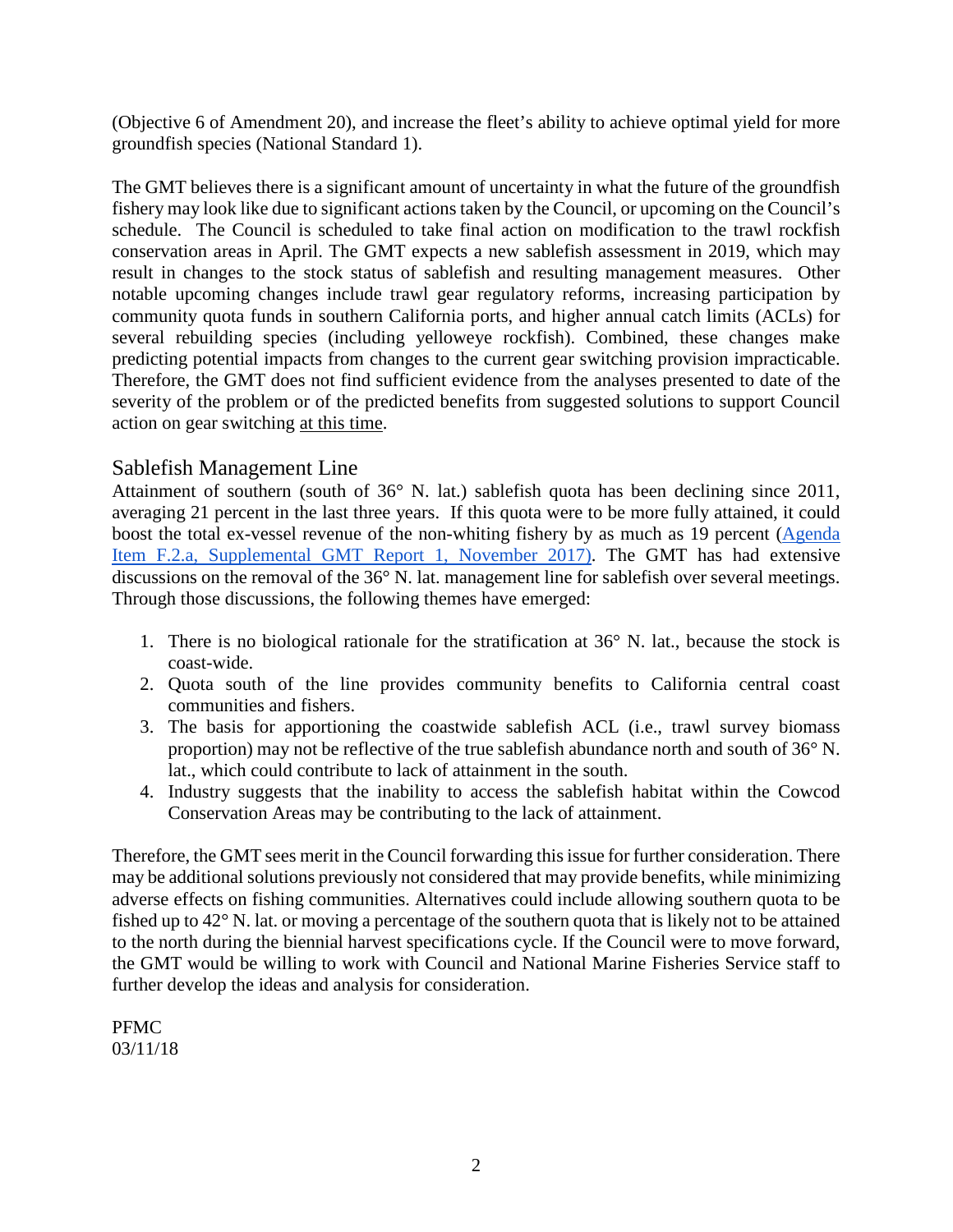(Objective 6 of Amendment 20), and increase the fleet's ability to achieve optimal yield for more groundfish species (National Standard 1).

The GMT believes there is a significant amount of uncertainty in what the future of the groundfish fishery may look like due to significant actions taken by the Council, or upcoming on the Council's schedule. The Council is scheduled to take final action on modification to the trawl rockfish conservation areas in April. The GMT expects a new sablefish assessment in 2019, which may result in changes to the stock status of sablefish and resulting management measures. Other notable upcoming changes include trawl gear regulatory reforms, increasing participation by community quota funds in southern California ports, and higher annual catch limits (ACLs) for several rebuilding species (including yelloweye rockfish). Combined, these changes make predicting potential impacts from changes to the current gear switching provision impracticable. Therefore, the GMT does not find sufficient evidence from the analyses presented to date of the severity of the problem or of the predicted benefits from suggested solutions to support Council action on gear switching <u>at this time</u>.

## Sablefish Management Line

Attainment of southern (south of 36° N. lat.) sablefish quota has been declining since 2011, averaging 21 percent in the last three years. If this quota were to be more fully attained, it could boost the total ex-vessel revenue of the non-whiting fishery by as much as 19 percent (Agenda Item F.2.a, Supplemental GMT Report 1, November 2017). The GMT has had extensive discussions on the removal of the 36° N. lat. management line for sablefish over several meetings. Through those discussions, the following themes have emerged:

1. There is no biological rationale for the stratification at 36° N. lat., because the stock is coast-wide.
2. Quota south of the line provides community benefits to California central coast communities and fishers.
3. The basis for apportioning the coastwide sablefish ACL (i.e., trawl survey biomass proportion) may not be reflective of the true sablefish abundance north and south of 36° N. lat., which could contribute to lack of attainment in the south.
4. Industry suggests that the inability to access the sablefish habitat within the Cowcod Conservation Areas may be contributing to the lack of attainment.

Therefore, the GMT sees merit in the Council forwarding this issue for further consideration. There may be additional solutions previously not considered that may provide benefits, while minimizing adverse effects on fishing communities. Alternatives could include allowing southern quota to be fished up to 42° N. lat. or moving a percentage of the southern quota that is likely not to be attained to the north during the biennial harvest specifications cycle. If the Council were to move forward, the GMT would be willing to work with Council and National Marine Fisheries Service staff to further develop the ideas and analysis for consideration.

PFMC
03/11/18